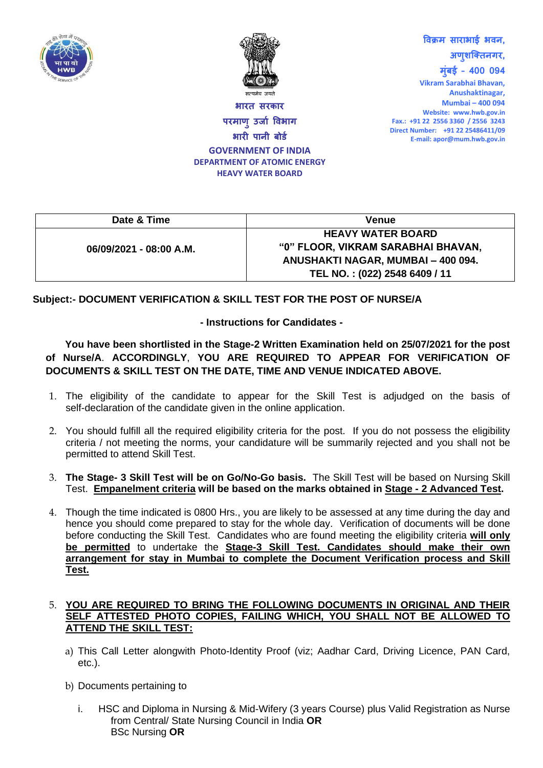भारत सरकार
परमाणु ऊर्जा विभाग
भारी पानी बोर्ड

**GOVERNMENT OF INDIA**
**DEPARTMENT OF ATOMIC ENERGY**
**HEAVY WATER BOARD**

विक्रम साराभाई भवन,
अणुशक्तिनगर,
मुंबई - 400 094

Vikram Sarabhai Bhavan,
Anushaktinagar,
Mumbai – 400 094
Website: www.hwb.gov.in
Fax.: +91 22 2556 3360 / 2556 3243
Direct Number: +91 22 25486411/09
E-mail: apor@mum.hwb.gov.in

| Date & Time | Venue |
|---|---|
| 06/09/2021 - 08:00 A.M. | HEAVY WATER BOARD<br>"0" FLOOR, VIKRAM SARABHAI BHAVAN,<br>ANUSHAKTI NAGAR, MUMBAI – 400 094.<br>TEL NO. : (022) 2548 6409 / 11 |

**Subject:- DOCUMENT VERIFICATION & SKILL TEST FOR THE POST OF NURSE/A**

**- Instructions for Candidates -**

**You have been shortlisted in the Stage-2 Written Examination held on 25/07/2021 for the post of Nurse/A. ACCORDINGLY, YOU ARE REQUIRED TO APPEAR FOR VERIFICATION OF DOCUMENTS & SKILL TEST ON THE DATE, TIME AND VENUE INDICATED ABOVE.**

1. The eligibility of the candidate to appear for the Skill Test is adjudged on the basis of self-declaration of the candidate given in the online application.

2. You should fulfill all the required eligibility criteria for the post. If you do not possess the eligibility criteria / not meeting the norms, your candidature will be summarily rejected and you shall not be permitted to attend Skill Test.

3. **The Stage- 3 Skill Test will be on Go/No-Go basis.** The Skill Test will be based on Nursing Skill Test. **<u>Empanelment criteria</u> will be based on the marks obtained in <u>Stage - 2 Advanced Test</u>.**

4. Though the time indicated is 0800 Hrs., you are likely to be assessed at any time during the day and hence you should come prepared to stay for the whole day. Verification of documents will be done before conducting the Skill Test. Candidates who are found meeting the eligibility criteria **<u>will only be permitted</u>** to undertake the **<u>Stage-3 Skill Test. Candidates should make their own arrangement for stay in Mumbai to complete the Document Verification process and Skill Test.</u>**

5. **<u>YOU ARE REQUIRED TO BRING THE FOLLOWING DOCUMENTS IN ORIGINAL AND THEIR SELF ATTESTED PHOTO COPIES, FAILING WHICH, YOU SHALL NOT BE ALLOWED TO ATTEND THE SKILL TEST:</u>**

   a) This Call Letter alongwith Photo-Identity Proof (viz; Aadhar Card, Driving Licence, PAN Card, etc.).

   b) Documents pertaining to

      i. HSC and Diploma in Nursing & Mid-Wifery (3 years Course) plus Valid Registration as Nurse from Central/ State Nursing Council in India **OR**
      BSc Nursing **OR**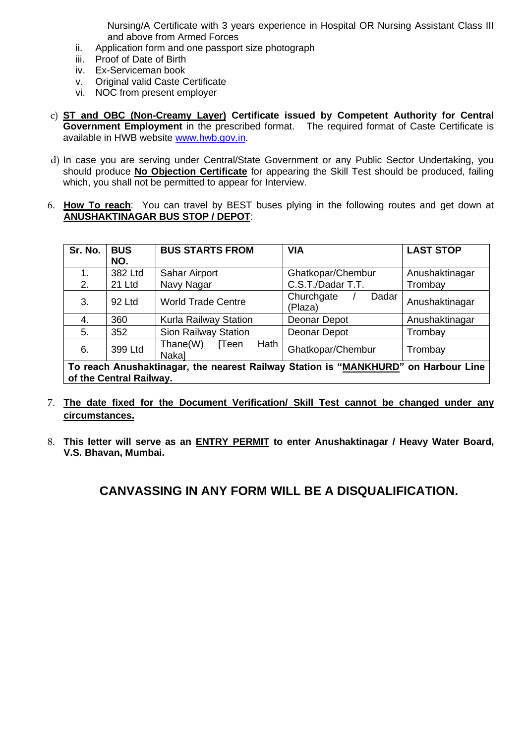Nursing/A Certificate with 3 years experience in Hospital OR Nursing Assistant Class III and above from Armed Forces

ii. Application form and one passport size photograph
iii. Proof of Date of Birth
iv. Ex-Serviceman book
v. Original valid Caste Certificate
vi. NOC from present employer

c) **ST and OBC (Non-Creamy Layer) Certificate issued by Competent Authority for Central Government Employment** in the prescribed format. The required format of Caste Certificate is available in HWB website www.hwb.gov.in.

d) In case you are serving under Central/State Government or any Public Sector Undertaking, you should produce **No Objection Certificate** for appearing the Skill Test should be produced, failing which, you shall not be permitted to appear for Interview.

6. **How To reach**: You can travel by BEST buses plying in the following routes and get down at **ANUSHAKTINAGAR BUS STOP / DEPOT**:

| Sr. No. | BUS NO. | BUS STARTS FROM | VIA | LAST STOP |
|---|---|---|---|---|
| 1. | 382 Ltd | Sahar Airport | Ghatkopar/Chembur | Anushaktinagar |
| 2. | 21 Ltd | Navy Nagar | C.S.T./Dadar T.T. | Trombay |
| 3. | 92 Ltd | World Trade Centre | Churchgate / Dadar (Plaza) | Anushaktinagar |
| 4. | 360 | Kurla Railway Station | Deonar Depot | Anushaktinagar |
| 5. | 352 | Sion Railway Station | Deonar Depot | Trombay |
| 6. | 399 Ltd | Thane(W) [Teen Hath Naka] | Ghatkopar/Chembur | Trombay |
| **To reach Anushaktinagar, the nearest Railway Station is "MANKHURD" on Harbour Line of the Central Railway.** | | | | |

7. **The date fixed for the Document Verification/ Skill Test cannot be changed under any circumstances.**

8. **This letter will serve as an ENTRY PERMIT to enter Anushaktinagar / Heavy Water Board, V.S. Bhavan, Mumbai.**

## CANVASSING IN ANY FORM WILL BE A DISQUALIFICATION.